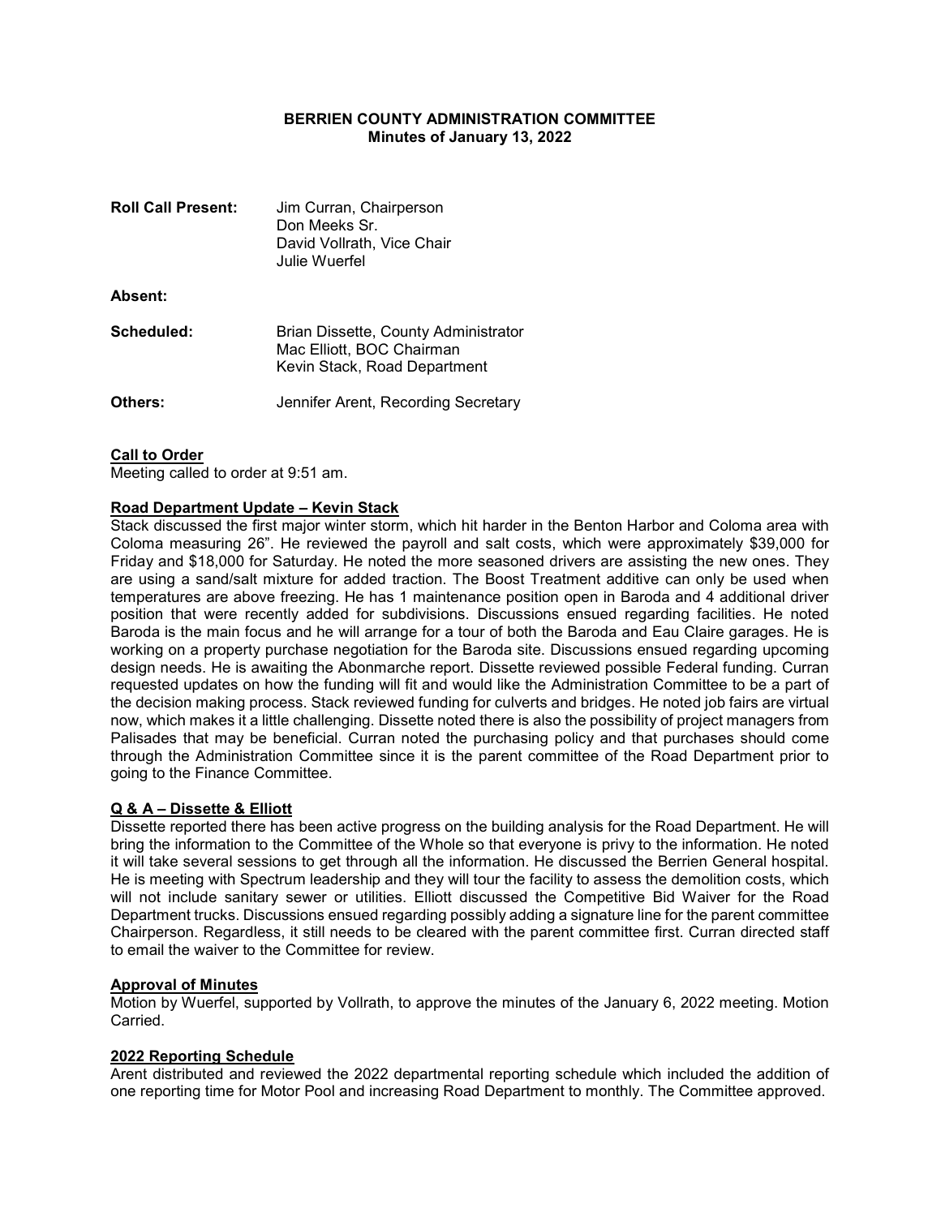**BERRIEN COUNTY ADMINISTRATION COMMITTEE**
**Minutes of January 13, 2022**

| | |
|---|---|
| **Roll Call Present:** | Jim Curran, Chairperson<br>Don Meeks Sr.<br>David Vollrath, Vice Chair<br>Julie Wuerfel |
| **Absent:** | |
| **Scheduled:** | Brian Dissette, County Administrator<br>Mac Elliott, BOC Chairman<br>Kevin Stack, Road Department |
| **Others:** | Jennifer Arent, Recording Secretary |

**Call to Order**

Meeting called to order at 9:51 am.

**Road Department Update – Kevin Stack**

Stack discussed the first major winter storm, which hit harder in the Benton Harbor and Coloma area with Coloma measuring 26”. He reviewed the payroll and salt costs, which were approximately $39,000 for Friday and $18,000 for Saturday. He noted the more seasoned drivers are assisting the new ones. They are using a sand/salt mixture for added traction. The Boost Treatment additive can only be used when temperatures are above freezing. He has 1 maintenance position open in Baroda and 4 additional driver position that were recently added for subdivisions. Discussions ensued regarding facilities. He noted Baroda is the main focus and he will arrange for a tour of both the Baroda and Eau Claire garages. He is working on a property purchase negotiation for the Baroda site. Discussions ensued regarding upcoming design needs. He is awaiting the Abonmarche report. Dissette reviewed possible Federal funding. Curran requested updates on how the funding will fit and would like the Administration Committee to be a part of the decision making process. Stack reviewed funding for culverts and bridges. He noted job fairs are virtual now, which makes it a little challenging. Dissette noted there is also the possibility of project managers from Palisades that may be beneficial. Curran noted the purchasing policy and that purchases should come through the Administration Committee since it is the parent committee of the Road Department prior to going to the Finance Committee.

**Q & A – Dissette & Elliott**

Dissette reported there has been active progress on the building analysis for the Road Department. He will bring the information to the Committee of the Whole so that everyone is privy to the information. He noted it will take several sessions to get through all the information. He discussed the Berrien General hospital. He is meeting with Spectrum leadership and they will tour the facility to assess the demolition costs, which will not include sanitary sewer or utilities. Elliott discussed the Competitive Bid Waiver for the Road Department trucks. Discussions ensued regarding possibly adding a signature line for the parent committee Chairperson. Regardless, it still needs to be cleared with the parent committee first. Curran directed staff to email the waiver to the Committee for review.

**Approval of Minutes**

Motion by Wuerfel, supported by Vollrath, to approve the minutes of the January 6, 2022 meeting. Motion Carried.

**2022 Reporting Schedule**

Arent distributed and reviewed the 2022 departmental reporting schedule which included the addition of one reporting time for Motor Pool and increasing Road Department to monthly. The Committee approved.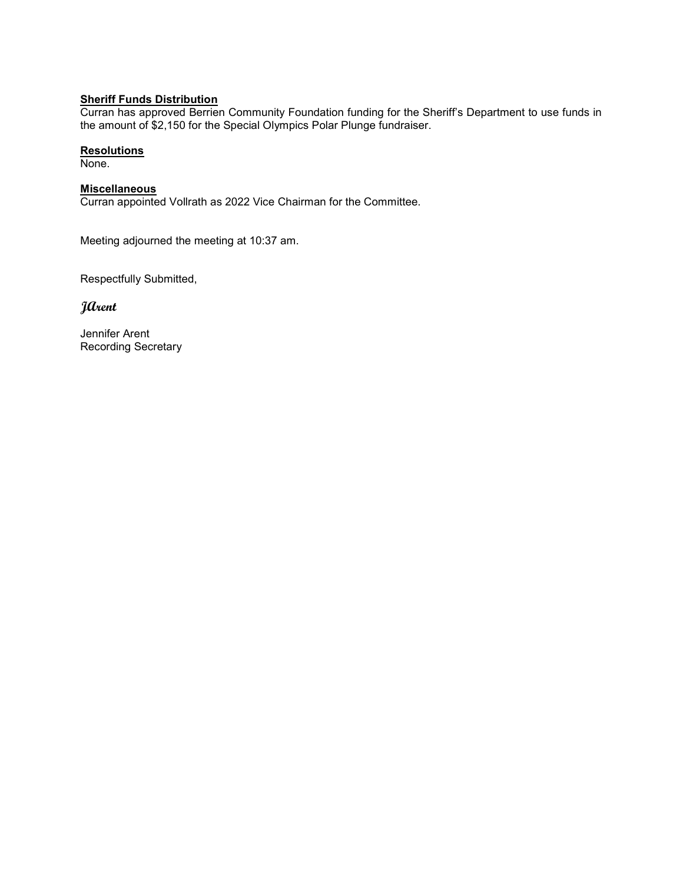**Sheriff Funds Distribution**
Curran has approved Berrien Community Foundation funding for the Sheriff's Department to use funds in the amount of $2,150 for the Special Olympics Polar Plunge fundraiser.

**Resolutions**
None.

**Miscellaneous**
Curran appointed Vollrath as 2022 Vice Chairman for the Committee.

Meeting adjourned the meeting at 10:37 am.

Respectfully Submitted,

*JArent*

Jennifer Arent
Recording Secretary